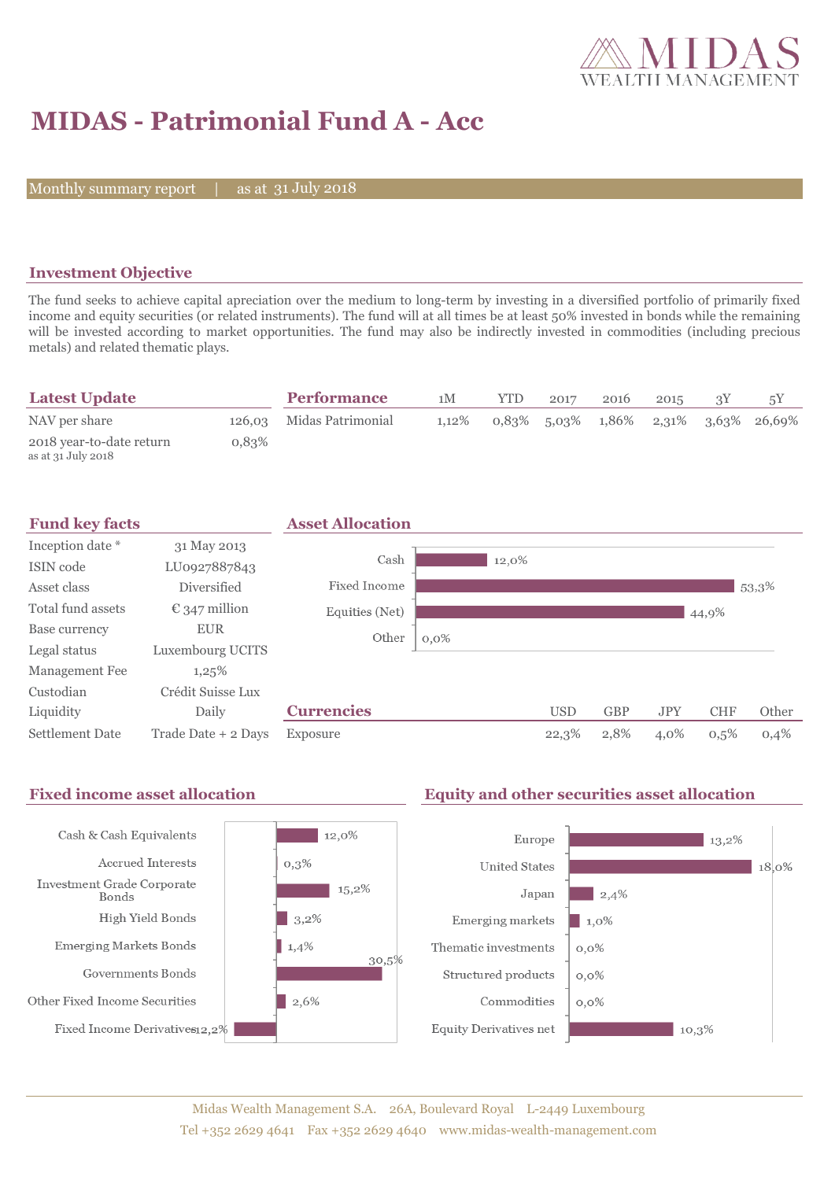# MIDAS - Patrimonial Fund A - Acc

Monthly summary report | as at 31 July 2018

## Investment Objective

The fund seeks to achieve capital apreciation over the medium to long-term by investing in a diversified portfolio of primarily fixed income and equity securities (or related instruments). The fund will at all times be at least 50% invested in bonds while the remaining will be invested according to market opportunities. The fund may also be indirectly invested in commodities (including precious metals) and related thematic plays.

## Latest Update

| | |
|---|---|
| NAV per share | 126,03 |
| 2018 year-to-date return<br>as at 31 July 2018 | 0,83% |

## Performance

| | 1M | YTD | 2017 | 2016 | 2015 | 3Y | 5Y |
|---|---|---|---|---|---|---|---|
| Midas Patrimonial | 1,12% | 0,83% | 5,03% | 1,86% | 2,31% | 3,63% | 26,69% |

## Fund key facts

| | |
|---|---|
| Inception date * | 31 May 2013 |
| ISIN code | LU0927887843 |
| Asset class | Diversified |
| Total fund assets | € 347 million |
| Base currency | EUR |
| Legal status | Luxembourg UCITS |
| Management Fee | 1,25% |
| Custodian | Crédit Suisse Lux |
| Liquidity | Daily |
| Settlement Date | Trade Date + 2 Days |

## Asset Allocation

| | |
|---|---|
| Cash | 12,0% |
| Fixed Income | 53,3% |
| Equities (Net) | 44,9% |
| Other | 0,0% |

## Currencies

| | USD | GBP | JPY | CHF | Other |
|---|---|---|---|---|---|
| Exposure | 22,3% | 2,8% | 4,0% | 0,5% | 0,4% |

## Fixed income asset allocation

| | |
|---|---|
| Cash & Cash Equivalents | 12,0% |
| Accrued Interests | 0,3% |
| Investment Grade Corporate Bonds | 15,2% |
| High Yield Bonds | 3,2% |
| Emerging Markets Bonds | 1,4% |
| Governments Bonds | 30,5% |
| Other Fixed Income Securities | 2,6% |
| Fixed Income Derivatives | -12,2% |

## Equity and other securities asset allocation

| | |
|---|---|
| Europe | 13,2% |
| United States | 18,0% |
| Japan | 2,4% |
| Emerging markets | 1,0% |
| Thematic investments | 0,0% |
| Structured products | 0,0% |
| Commodities | 0,0% |
| Equity Derivatives net | 10,3% |

Midas Wealth Management S.A. 26A, Boulevard Royal L-2449 Luxembourg
Tel +352 2629 4641 Fax +352 2629 4640 www.midas-wealth-management.com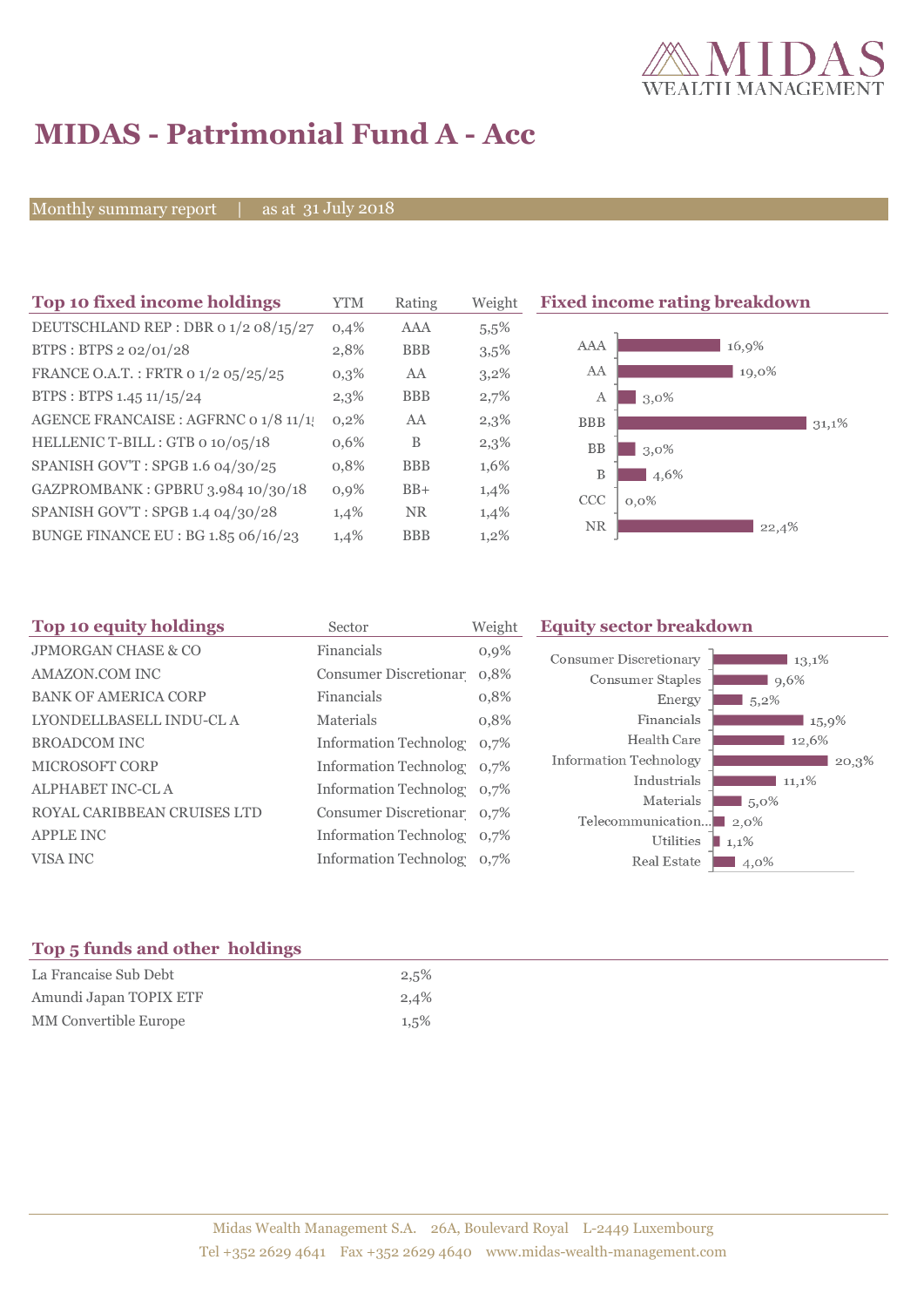# MIDAS - Patrimonial Fund A - Acc

Monthly summary report | as at 31 July 2018

## Top 10 fixed income holdings

| Top 10 fixed income holdings | YTM | Rating | Weight |
|---|---|---|---|
| DEUTSCHLAND REP : DBR 0 1/2 08/15/27 | 0,4% | AAA | 5,5% |
| BTPS : BTPS 2 02/01/28 | 2,8% | BBB | 3,5% |
| FRANCE O.A.T. : FRTR 0 1/2 05/25/25 | 0,3% | AA | 3,2% |
| BTPS : BTPS 1.45 11/15/24 | 2,3% | BBB | 2,7% |
| AGENCE FRANCAISE : AGFRNC 0 1/8 11/1 | 0,2% | AA | 2,3% |
| HELLENIC T-BILL : GTB 0 10/05/18 | 0,6% | B | 2,3% |
| SPANISH GOV'T : SPGB 1.6 04/30/25 | 0,8% | BBB | 1,6% |
| GAZPROMBANK : GPBRU 3.984 10/30/18 | 0,9% | BB+ | 1,4% |
| SPANISH GOV'T : SPGB 1.4 04/30/28 | 1,4% | NR | 1,4% |
| BUNGE FINANCE EU : BG 1.85 06/16/23 | 1,4% | BBB | 1,2% |

## Fixed income rating breakdown

| Rating | Weight |
|---|---|
| AAA | 16,9% |
| AA | 19,0% |
| A | 3,0% |
| BBB | 31,1% |
| BB | 3,0% |
| B | 4,6% |
| CCC | 0,0% |
| NR | 22,4% |

## Top 10 equity holdings

| Top 10 equity holdings | Sector | Weight |
|---|---|---|
| JPMORGAN CHASE & CO | Financials | 0,9% |
| AMAZON.COM INC | Consumer Discretionar | 0,8% |
| BANK OF AMERICA CORP | Financials | 0,8% |
| LYONDELLBASELL INDU-CL A | Materials | 0,8% |
| BROADCOM INC | Information Technolog | 0,7% |
| MICROSOFT CORP | Information Technolog | 0,7% |
| ALPHABET INC-CL A | Information Technolog | 0,7% |
| ROYAL CARIBBEAN CRUISES LTD | Consumer Discretionar | 0,7% |
| APPLE INC | Information Technolog | 0,7% |
| VISA INC | Information Technolog | 0,7% |

## Equity sector breakdown

| Sector | Weight |
|---|---|
| Consumer Discretionary | 13,1% |
| Consumer Staples | 9,6% |
| Energy | 5,2% |
| Financials | 15,9% |
| Health Care | 12,6% |
| Information Technology | 20,3% |
| Industrials | 11,1% |
| Materials | 5,0% |
| Telecommunication... | 2,0% |
| Utilities | 1,1% |
| Real Estate | 4,0% |

## Top 5 funds and other holdings

| Top 5 funds and other holdings | |
|---|---|
| La Francaise Sub Debt | 2,5% |
| Amundi Japan TOPIX ETF | 2,4% |
| MM Convertible Europe | 1,5% |

Midas Wealth Management S.A. 26A, Boulevard Royal L-2449 Luxembourg
Tel +352 2629 4641 Fax +352 2629 4640 www.midas-wealth-management.com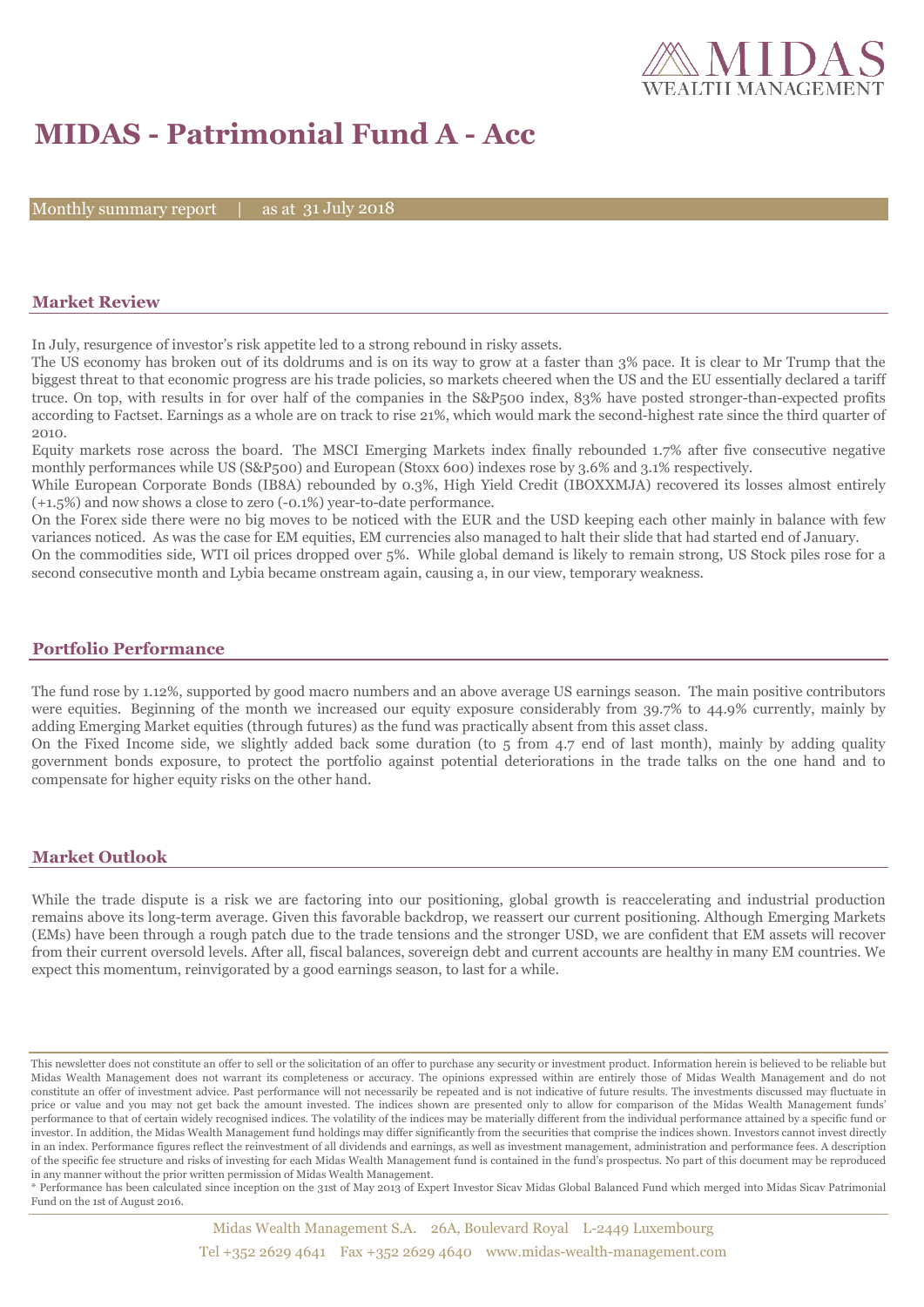# MIDAS - Patrimonial Fund A - Acc

Monthly summary report | as at 31 July 2018

## Market Review

In July, resurgence of investor's risk appetite led to a strong rebound in risky assets.

The US economy has broken out of its doldrums and is on its way to grow at a faster than 3% pace. It is clear to Mr Trump that the biggest threat to that economic progress are his trade policies, so markets cheered when the US and the EU essentially declared a tariff truce. On top, with results in for over half of the companies in the S&P500 index, 83% have posted stronger-than-expected profits according to Factset. Earnings as a whole are on track to rise 21%, which would mark the second-highest rate since the third quarter of 2010.

Equity markets rose across the board. The MSCI Emerging Markets index finally rebounded 1.7% after five consecutive negative monthly performances while US (S&P500) and European (Stoxx 600) indexes rose by 3.6% and 3.1% respectively.

While European Corporate Bonds (IB8A) rebounded by 0.3%, High Yield Credit (IBOXXMJA) recovered its losses almost entirely (+1.5%) and now shows a close to zero (-0.1%) year-to-date performance.

On the Forex side there were no big moves to be noticed with the EUR and the USD keeping each other mainly in balance with few variances noticed. As was the case for EM equities, EM currencies also managed to halt their slide that had started end of January.

On the commodities side, WTI oil prices dropped over 5%. While global demand is likely to remain strong, US Stock piles rose for a second consecutive month and Lybia became onstream again, causing a, in our view, temporary weakness.

## Portfolio Performance

The fund rose by 1.12%, supported by good macro numbers and an above average US earnings season. The main positive contributors were equities. Beginning of the month we increased our equity exposure considerably from 39.7% to 44.9% currently, mainly by adding Emerging Market equities (through futures) as the fund was practically absent from this asset class.

On the Fixed Income side, we slightly added back some duration (to 5 from 4.7 end of last month), mainly by adding quality government bonds exposure, to protect the portfolio against potential deteriorations in the trade talks on the one hand and to compensate for higher equity risks on the other hand.

## Market Outlook

While the trade dispute is a risk we are factoring into our positioning, global growth is reaccelerating and industrial production remains above its long-term average. Given this favorable backdrop, we reassert our current positioning. Although Emerging Markets (EMs) have been through a rough patch due to the trade tensions and the stronger USD, we are confident that EM assets will recover from their current oversold levels. After all, fiscal balances, sovereign debt and current accounts are healthy in many EM countries. We expect this momentum, reinvigorated by a good earnings season, to last for a while.

This newsletter does not constitute an offer to sell or the solicitation of an offer to purchase any security or investment product. Information herein is believed to be reliable but Midas Wealth Management does not warrant its completeness or accuracy. The opinions expressed within are entirely those of Midas Wealth Management and do not constitute an offer of investment advice. Past performance will not necessarily be repeated and is not indicative of future results. The investments discussed may fluctuate in price or value and you may not get back the amount invested. The indices shown are presented only to allow for comparison of the Midas Wealth Management funds' performance to that of certain widely recognised indices. The volatility of the indices may be materially different from the individual performance attained by a specific fund or investor. In addition, the Midas Wealth Management fund holdings may differ significantly from the securities that comprise the indices shown. Investors cannot invest directly in an index. Performance figures reflect the reinvestment of all dividends and earnings, as well as investment management, administration and performance fees. A description of the specific fee structure and risks of investing for each Midas Wealth Management fund is contained in the fund's prospectus. No part of this document may be reproduced in any manner without the prior written permission of Midas Wealth Management.

\* Performance has been calculated since inception on the 31st of May 2013 of Expert Investor Sicav Midas Global Balanced Fund which merged into Midas Sicav Patrimonial Fund on the 1st of August 2016.

Midas Wealth Management S.A. 26A, Boulevard Royal L-2449 Luxembourg

Tel +352 2629 4641 Fax +352 2629 4640 www.midas-wealth-management.com